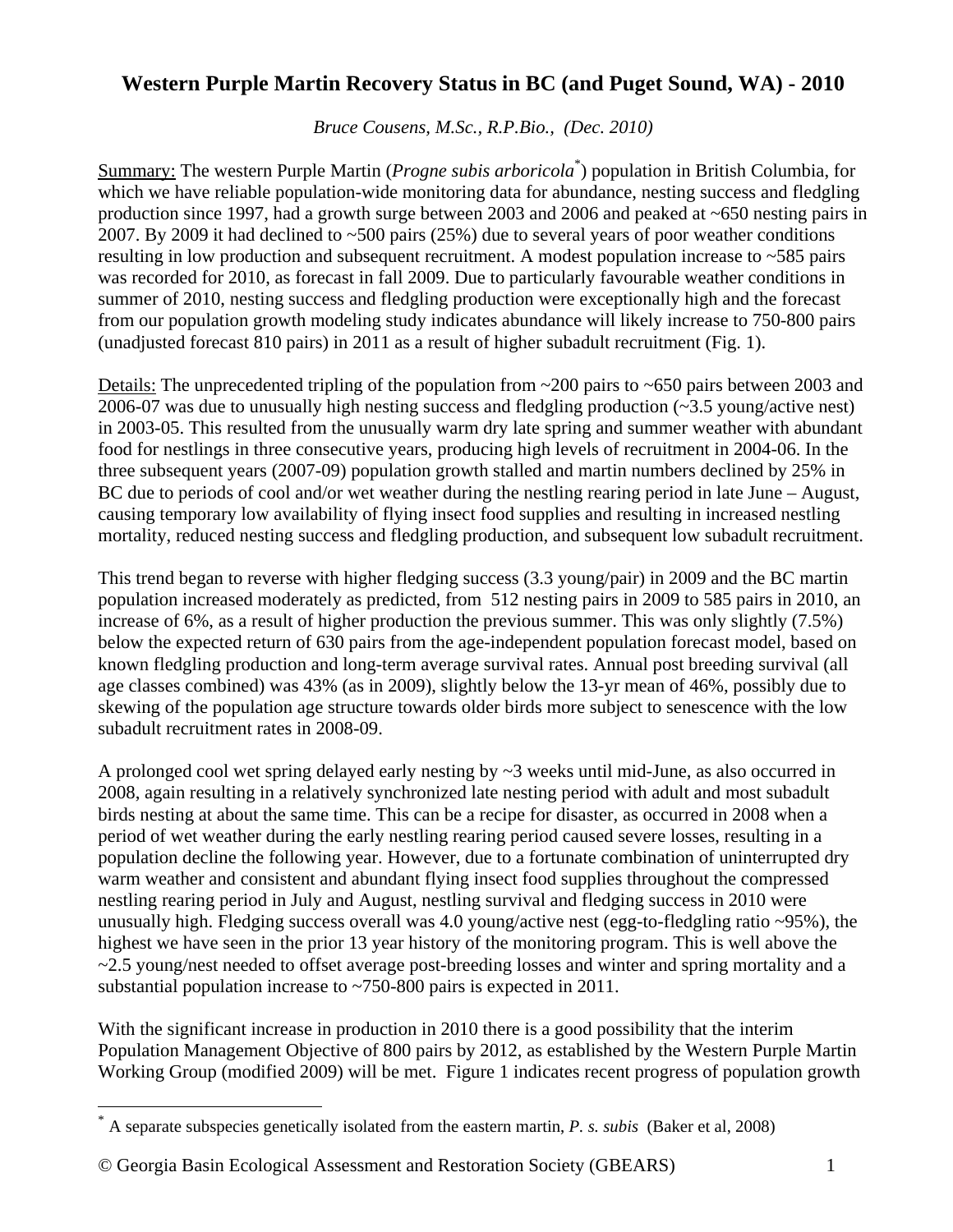# Western Purple Martin Recovery Status in BC (and Puget Sound, WA) - 2010

*Bruce Cousens, M.Sc., R.P.Bio., (Dec. 2010)*

Summary: The western Purple Martin (*Progne subis arboricola*[*]) population in British Columbia, for which we have reliable population-wide monitoring data for abundance, nesting success and fledgling production since 1997, had a growth surge between 2003 and 2006 and peaked at ~650 nesting pairs in 2007. By 2009 it had declined to ~500 pairs (25%) due to several years of poor weather conditions resulting in low production and subsequent recruitment. A modest population increase to ~585 pairs was recorded for 2010, as forecast in fall 2009. Due to particularly favourable weather conditions in summer of 2010, nesting success and fledgling production were exceptionally high and the forecast from our population growth modeling study indicates abundance will likely increase to 750-800 pairs (unadjusted forecast 810 pairs) in 2011 as a result of higher subadult recruitment (Fig. 1).

Details: The unprecedented tripling of the population from ~200 pairs to ~650 pairs between 2003 and 2006-07 was due to unusually high nesting success and fledgling production (~3.5 young/active nest) in 2003-05. This resulted from the unusually warm dry late spring and summer weather with abundant food for nestlings in three consecutive years, producing high levels of recruitment in 2004-06. In the three subsequent years (2007-09) population growth stalled and martin numbers declined by 25% in BC due to periods of cool and/or wet weather during the nestling rearing period in late June – August, causing temporary low availability of flying insect food supplies and resulting in increased nestling mortality, reduced nesting success and fledgling production, and subsequent low subadult recruitment.

This trend began to reverse with higher fledging success (3.3 young/pair) in 2009 and the BC martin population increased moderately as predicted, from 512 nesting pairs in 2009 to 585 pairs in 2010, an increase of 6%, as a result of higher production the previous summer. This was only slightly (7.5%) below the expected return of 630 pairs from the age-independent population forecast model, based on known fledgling production and long-term average survival rates. Annual post breeding survival (all age classes combined) was 43% (as in 2009), slightly below the 13-yr mean of 46%, possibly due to skewing of the population age structure towards older birds more subject to senescence with the low subadult recruitment rates in 2008-09.

A prolonged cool wet spring delayed early nesting by ~3 weeks until mid-June, as also occurred in 2008, again resulting in a relatively synchronized late nesting period with adult and most subadult birds nesting at about the same time. This can be a recipe for disaster, as occurred in 2008 when a period of wet weather during the early nestling rearing period caused severe losses, resulting in a population decline the following year. However, due to a fortunate combination of uninterrupted dry warm weather and consistent and abundant flying insect food supplies throughout the compressed nestling rearing period in July and August, nestling survival and fledging success in 2010 were unusually high. Fledging success overall was 4.0 young/active nest (egg-to-fledgling ratio ~95%), the highest we have seen in the prior 13 year history of the monitoring program. This is well above the ~2.5 young/nest needed to offset average post-breeding losses and winter and spring mortality and a substantial population increase to ~750-800 pairs is expected in 2011.

With the significant increase in production in 2010 there is a good possibility that the interim Population Management Objective of 800 pairs by 2012, as established by the Western Purple Martin Working Group (modified 2009) will be met. Figure 1 indicates recent progress of population growth

[*] A separate subspecies genetically isolated from the eastern martin, *P. s. subis* (Baker et al, 2008)

© Georgia Basin Ecological Assessment and Restoration Society (GBEARS)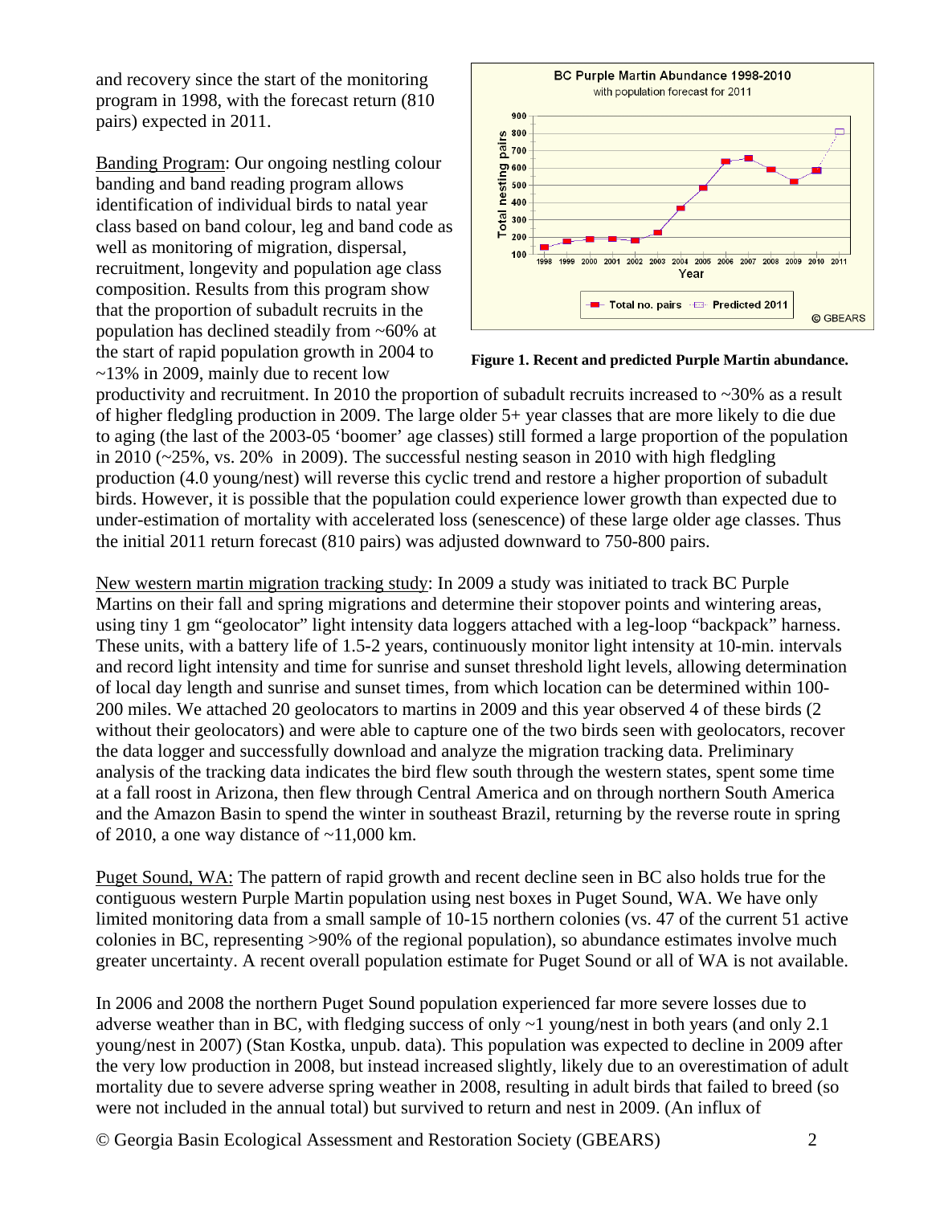and recovery since the start of the monitoring program in 1998, with the forecast return (810 pairs) expected in 2011.

Figure 1. Recent and predicted Purple Martin abundance.

Banding Program: Our ongoing nestling colour banding and band reading program allows identification of individual birds to natal year class based on band colour, leg and band code as well as monitoring of migration, dispersal, recruitment, longevity and population age class composition. Results from this program show that the proportion of subadult recruits in the population has declined steadily from ~60% at the start of rapid population growth in 2004 to ~13% in 2009, mainly due to recent low productivity and recruitment. In 2010 the proportion of subadult recruits increased to ~30% as a result of higher fledgling production in 2009. The large older 5+ year classes that are more likely to die due to aging (the last of the 2003-05 'boomer' age classes) still formed a large proportion of the population in 2010 (~25%, vs. 20% in 2009). The successful nesting season in 2010 with high fledgling production (4.0 young/nest) will reverse this cyclic trend and restore a higher proportion of subadult birds. However, it is possible that the population could experience lower growth than expected due to under-estimation of mortality with accelerated loss (senescence) of these large older age classes. Thus the initial 2011 return forecast (810 pairs) was adjusted downward to 750-800 pairs.

New western martin migration tracking study: In 2009 a study was initiated to track BC Purple Martins on their fall and spring migrations and determine their stopover points and wintering areas, using tiny 1 gm "geolocator" light intensity data loggers attached with a leg-loop "backpack" harness. These units, with a battery life of 1.5-2 years, continuously monitor light intensity at 10-min. intervals and record light intensity and time for sunrise and sunset threshold light levels, allowing determination of local day length and sunrise and sunset times, from which location can be determined within 100-200 miles. We attached 20 geolocators to martins in 2009 and this year observed 4 of these birds (2 without their geolocators) and were able to capture one of the two birds seen with geolocators, recover the data logger and successfully download and analyze the migration tracking data. Preliminary analysis of the tracking data indicates the bird flew south through the western states, spent some time at a fall roost in Arizona, then flew through Central America and on through northern South America and the Amazon Basin to spend the winter in southeast Brazil, returning by the reverse route in spring of 2010, a one way distance of ~11,000 km.

Puget Sound, WA: The pattern of rapid growth and recent decline seen in BC also holds true for the contiguous western Purple Martin population using nest boxes in Puget Sound, WA. We have only limited monitoring data from a small sample of 10-15 northern colonies (vs. 47 of the current 51 active colonies in BC, representing >90% of the regional population), so abundance estimates involve much greater uncertainty. A recent overall population estimate for Puget Sound or all of WA is not available.

In 2006 and 2008 the northern Puget Sound population experienced far more severe losses due to adverse weather than in BC, with fledging success of only ~1 young/nest in both years (and only 2.1 young/nest in 2007) (Stan Kostka, unpub. data). This population was expected to decline in 2009 after the very low production in 2008, but instead increased slightly, likely due to an overestimation of adult mortality due to severe adverse spring weather in 2008, resulting in adult birds that failed to breed (so were not included in the annual total) but survived to return and nest in 2009. (An influx of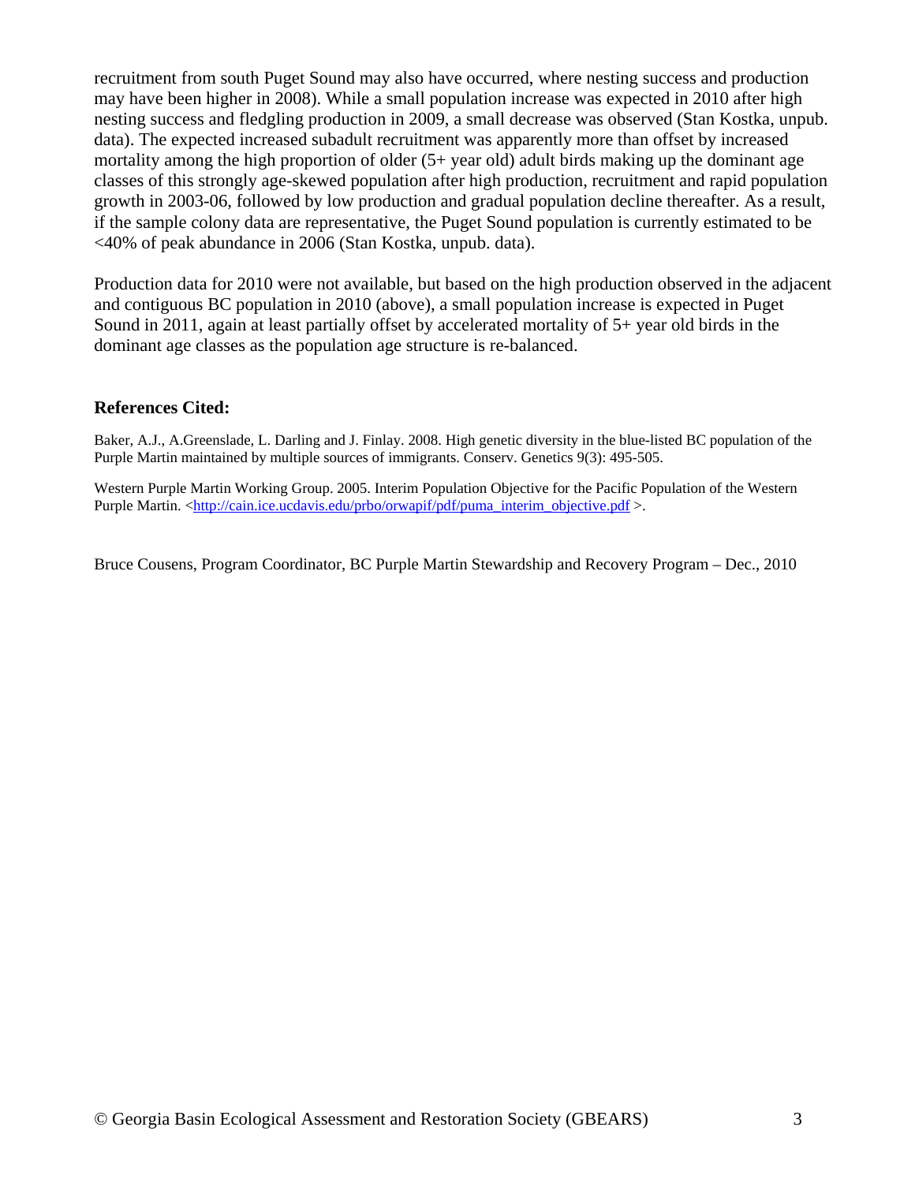recruitment from south Puget Sound may also have occurred, where nesting success and production may have been higher in 2008). While a small population increase was expected in 2010 after high nesting success and fledgling production in 2009, a small decrease was observed (Stan Kostka, unpub. data). The expected increased subadult recruitment was apparently more than offset by increased mortality among the high proportion of older (5+ year old) adult birds making up the dominant age classes of this strongly age-skewed population after high production, recruitment and rapid population growth in 2003-06, followed by low production and gradual population decline thereafter. As a result, if the sample colony data are representative, the Puget Sound population is currently estimated to be <40% of peak abundance in 2006 (Stan Kostka, unpub. data).

Production data for 2010 were not available, but based on the high production observed in the adjacent and contiguous BC population in 2010 (above), a small population increase is expected in Puget Sound in 2011, again at least partially offset by accelerated mortality of 5+ year old birds in the dominant age classes as the population age structure is re-balanced.

### References Cited:

Baker, A.J., A.Greenslade, L. Darling and J. Finlay. 2008. High genetic diversity in the blue-listed BC population of the Purple Martin maintained by multiple sources of immigrants. Conserv. Genetics 9(3): 495-505.

Western Purple Martin Working Group. 2005. Interim Population Objective for the Pacific Population of the Western Purple Martin. <http://cain.ice.ucdavis.edu/prbo/orwapif/pdf/puma_interim_objective.pdf >.

Bruce Cousens, Program Coordinator, BC Purple Martin Stewardship and Recovery Program – Dec., 2010

© Georgia Basin Ecological Assessment and Restoration Society (GBEARS)